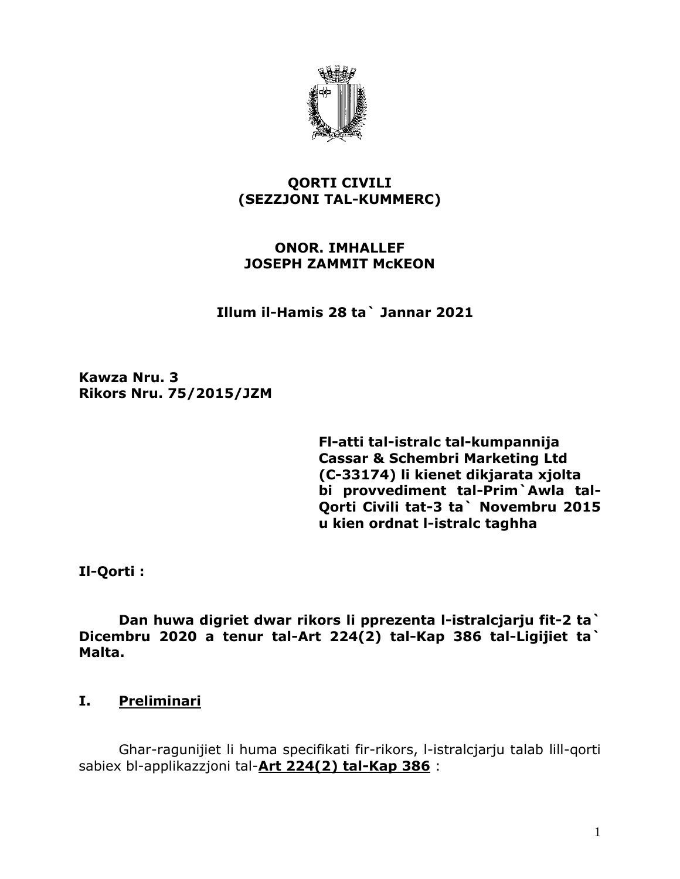**QORTI CIVILI**
**(SEZZJONI TAL-KUMMERC)**

**ONOR. IMHALLEF**
**JOSEPH ZAMMIT McKEON**

**Illum il-Hamis 28 ta` Jannar 2021**

**Kawza Nru. 3**
**Rikors Nru. 75/2015/JZM**

**Fl-atti tal-istralc tal-kumpannija Cassar & Schembri Marketing Ltd (C-33174) li kienet dikjarata xjolta bi provvediment tal-Prim`Awla tal-Qorti Civili tat-3 ta` Novembru 2015 u kien ordnat l-istralc taghha**

**Il-Qorti :**

**Dan huwa digriet dwar rikors li pprezenta l-istralcjarju fit-2 ta` Dicembru 2020 a tenur tal-Art 224(2) tal-Kap 386 tal-Ligijiet ta` Malta.**

## I. <u>Preliminari</u>

Ghar-ragunijiet li huma specifikati fir-rikors, l-istralcjarju talab lill-qorti sabiex bl-applikazzjoni tal-**<u>Art 224(2) tal-Kap 386</u>** :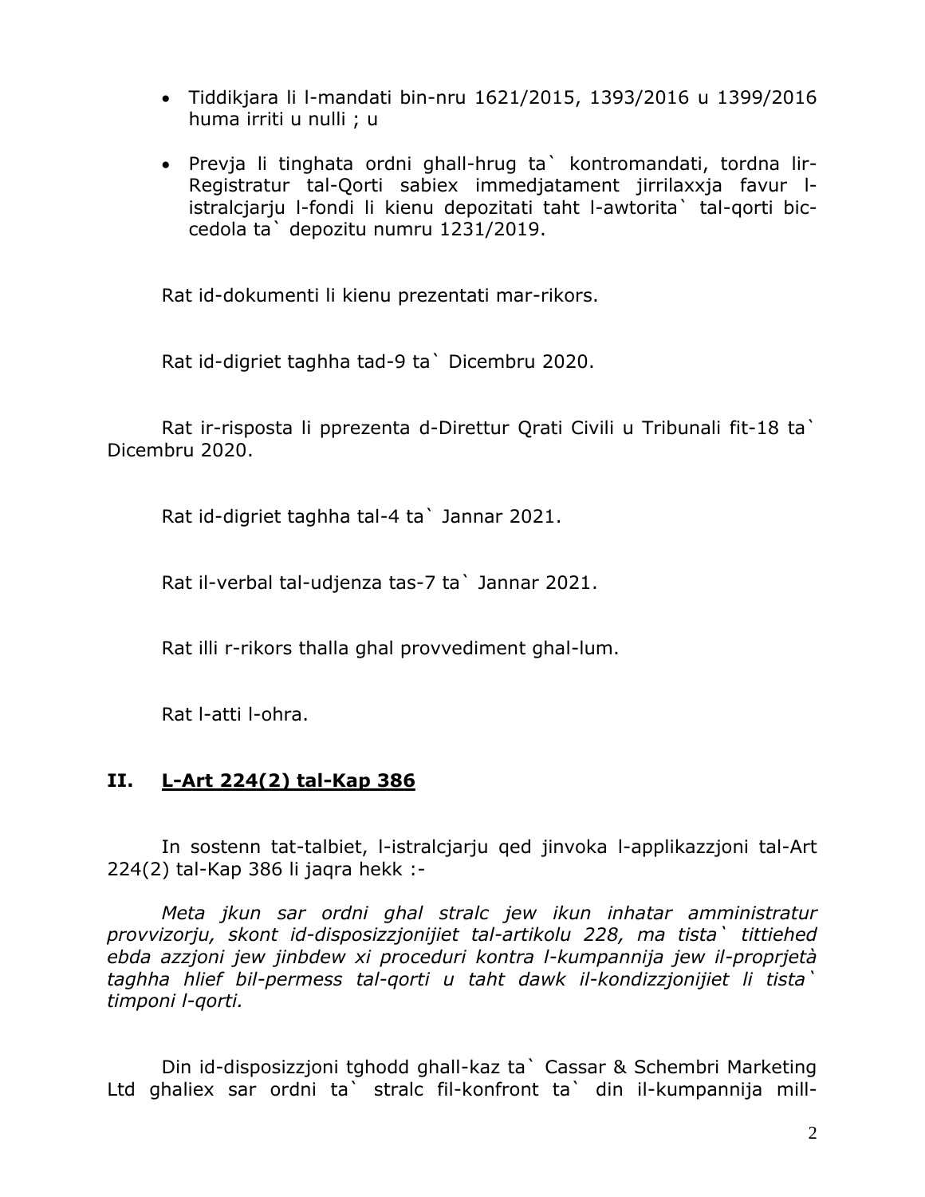- Tiddikjara li l-mandati bin-nru 1621/2015, 1393/2016 u 1399/2016 huma irriti u nulli ; u

- Prevja li tinghata ordni ghall-hrug ta` kontromandati, tordna lir-Registratur tal-Qorti sabiex immedjatament jirrilaxxja favur l-istralcjarju l-fondi li kienu depozitati taht l-awtorita` tal-qorti bic-cedola ta` depozitu numru 1231/2019.

Rat id-dokumenti li kienu prezentati mar-rikors.

Rat id-digriet taghha tad-9 ta` Dicembru 2020.

Rat ir-risposta li pprezenta d-Direttur Qrati Civili u Tribunali fit-18 ta` Dicembru 2020.

Rat id-digriet taghha tal-4 ta` Jannar 2021.

Rat il-verbal tal-udjenza tas-7 ta` Jannar 2021.

Rat illi r-rikors thalla ghal provvediment ghal-lum.

Rat l-atti l-ohra.

## II. L-Art 224(2) tal-Kap 386

In sostenn tat-talbiet, l-istralcjarju qed jinvoka l-applikazzjoni tal-Art 224(2) tal-Kap 386 li jaqra hekk :-

*Meta jkun sar ordni ghal stralc jew ikun inhatar amministratur provvizorju, skont id-disposizzjonijiet tal-artikolu 228, ma tista` tittiehed ebda azzjoni jew jinbdew xi proceduri kontra l-kumpannija jew il-proprjetà taghha hlief bil-permess tal-qorti u taht dawk il-kondizzjonijiet li tista` timponi l-qorti.*

Din id-disposizzjoni tghodd ghall-kaz ta` Cassar & Schembri Marketing Ltd ghaliex sar ordni ta` stralc fil-konfront ta` din il-kumpannija mill-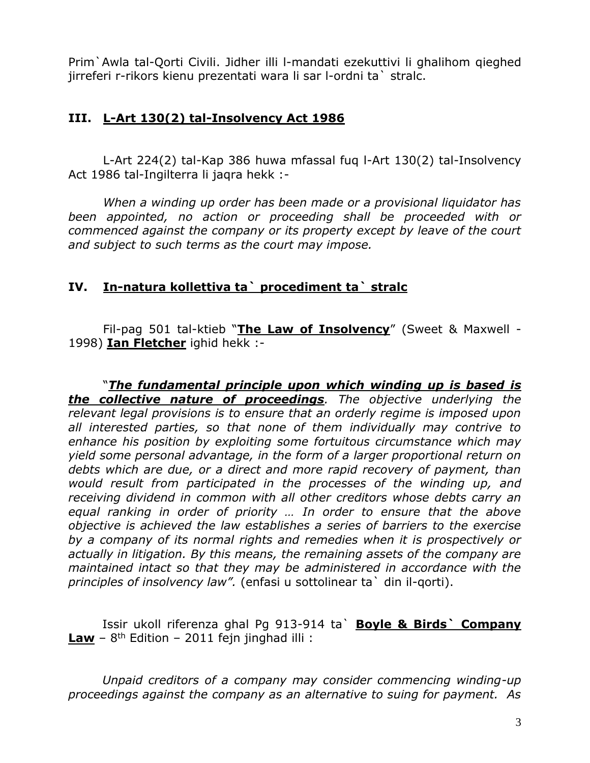Prim`Awla tal-Qorti Civili. Jidher illi l-mandati ezekuttivi li ghalihom qieghed jirreferi r-rikors kienu prezentati wara li sar l-ordni ta` stralc.

### III. <u>L-Art 130(2) tal-Insolvency Act 1986</u>

L-Art 224(2) tal-Kap 386 huwa mfassal fuq l-Art 130(2) tal-Insolvency Act 1986 tal-Ingilterra li jaqra hekk :-

*When a winding up order has been made or a provisional liquidator has been appointed, no action or proceeding shall be proceeded with or commenced against the company or its property except by leave of the court and subject to such terms as the court may impose.*

### IV. <u>In-natura kollettiva ta` procediment ta` stralc</u>

Fil-pag 501 tal-ktieb "**<u>The Law of Insolvency</u>**" (Sweet & Maxwell - 1998) **<u>Ian Fletcher</u>** ighid hekk :-

"***<u>The fundamental principle upon which winding up is based is the collective nature of proceedings</u>**. The objective underlying the relevant legal provisions is to ensure that an orderly regime is imposed upon all interested parties, so that none of them individually may contrive to enhance his position by exploiting some fortuitous circumstance which may yield some personal advantage, in the form of a larger proportional return on debts which are due, or a direct and more rapid recovery of payment, than would result from participated in the processes of the winding up, and receiving dividend in common with all other creditors whose debts carry an equal ranking in order of priority … In order to ensure that the above objective is achieved the law establishes a series of barriers to the exercise by a company of its normal rights and remedies when it is prospectively or actually in litigation. By this means, the remaining assets of the company are maintained intact so that they may be administered in accordance with the principles of insolvency law".* (enfasi u sottolinear ta` din il-qorti).

Issir ukoll riferenza ghal Pg 913-914 ta` **<u>Boyle & Birds` Company Law</u>** – 8th Edition – 2011 fejn jinghad illi :

*Unpaid creditors of a company may consider commencing winding-up proceedings against the company as an alternative to suing for payment. As*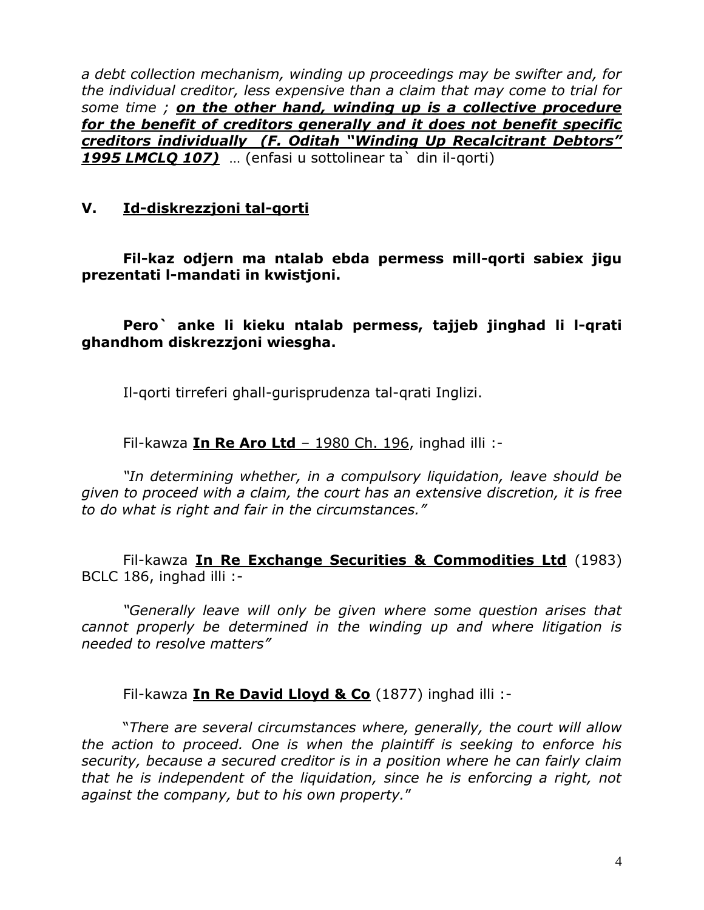*a debt collection mechanism, winding up proceedings may be swifter and, for the individual creditor, less expensive than a claim that may come to trial for some time ;* ***on the other hand, winding up is a collective procedure for the benefit of creditors generally and it does not benefit specific creditors individually (F. Oditah "Winding Up Recalcitrant Debtors" 1995 LMCLQ 107)*** … (enfasi u sottolinear ta` din il-qorti)

## V. Id-diskrezzjoni tal-qorti

**Fil-kaz odjern ma ntalab ebda permess mill-qorti sabiex jigu prezentati l-mandati in kwistjoni.**

**Pero` anke li kieku ntalab permess, tajjeb jinghad li l-qrati ghandhom diskrezzjoni wiesgha.**

Il-qorti tirreferi ghall-gurisprudenza tal-qrati Inglizi.

Fil-kawza **In Re Aro Ltd** – 1980 Ch. 196, inghad illi :-

*"In determining whether, in a compulsory liquidation, leave should be given to proceed with a claim, the court has an extensive discretion, it is free to do what is right and fair in the circumstances."*

Fil-kawza **In Re Exchange Securities & Commodities Ltd** (1983) BCLC 186, inghad illi :-

*"Generally leave will only be given where some question arises that cannot properly be determined in the winding up and where litigation is needed to resolve matters"*

Fil-kawza **In Re David Lloyd & Co** (1877) inghad illi :-

"*There are several circumstances where, generally, the court will allow the action to proceed. One is when the plaintiff is seeking to enforce his security, because a secured creditor is in a position where he can fairly claim that he is independent of the liquidation, since he is enforcing a right, not against the company, but to his own property.*"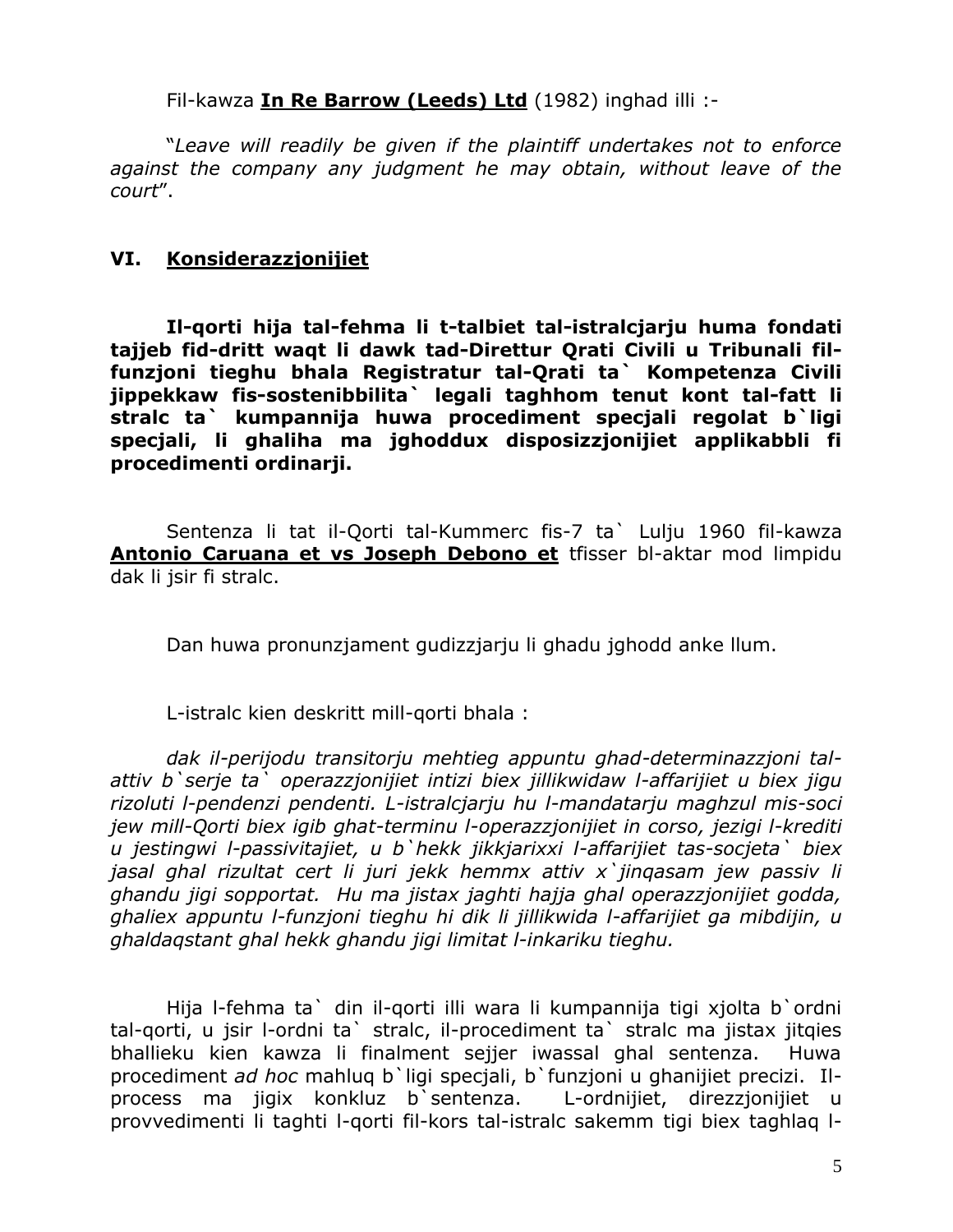Fil-kawza **<u>In Re Barrow (Leeds) Ltd</u>** (1982) inghad illi :-

"*Leave will readily be given if the plaintiff undertakes not to enforce against the company any judgment he may obtain, without leave of the court*".

## VI. <u>Konsiderazzjonijiet</u>

**Il-qorti hija tal-fehma li t-talbiet tal-istralcjarju huma fondati tajjeb fid-dritt waqt li dawk tad-Direttur Qrati Civili u Tribunali fil-funzjoni tieghu bhala Registratur tal-Qrati ta` Kompetenza Civili jippekkaw fis-sostenibbilita` legali taghhom tenut kont tal-fatt li stralc ta` kumpannija huwa proceddiment specjali regolat b`ligi specjali, li ghaliha ma jghoddux disposizzjonijiet applikabbli fi procedimenti ordinarji.**

Sentenza li tat il-Qorti tal-Kummerc fis-7 ta` Lulju 1960 fil-kawza **<u>Antonio Caruana et vs Joseph Debono et</u>** tfisser bl-aktar mod limpidu dak li jsir fi stralc.

Dan huwa pronunzjament gudizzjarju li ghadu jghodd anke llum.

L-istralc kien deskritt mill-qorti bhala :

*dak il-perijodu transitorju mehtieg appuntu ghad-determinazzjoni tal-attiv b`serje ta` operazzjonijiet intizi biex jillikwidaw l-affarijiet u biex jigu rizoluti l-pendenzi pendenti. L-istralcjarju hu l-mandatarju maghzul mis-soci jew mill-Qorti biex igib ghat-terminu l-operazzjonijiet in corso, jezigi l-krediti u jestingwi l-passivitajiet, u b`hekk jikkjarixxi l-affarijiet tas-socjeta` biex jasal ghal rizultat cert li juri jekk hemmx attiv x`jinqasam jew passiv li ghandu jigi sopportat. Hu ma jistax jaghti hajja ghal operazzjonijiet godda, ghaliex appuntu l-funzjoni tieghu hi dik li jillikwida l-affarijiet ga mibdijin, u ghaldaqstant ghal hekk ghandu jigi limitat l-inkariku tieghu.*

Hija l-fehma ta` din il-qorti illi wara li kumpannija tigi xjolta b`ordni tal-qorti, u jsir l-ordni ta` stralc, il-proceddiment ta` stralc ma jistax jitqies bhallieku kien kawza li finalment sejjer iwassal ghal sentenza. Huwa proceddiment *ad hoc* mahluq b`ligi specjali, b`funzjoni u ghanijiet precizi. Il-process ma jigix konkluz b`sentenza. L-ordnijiet, direzzjonijiet u provvedimenti li taghti l-qorti fil-kors tal-istralc sakemm tigi biex taghlaq l-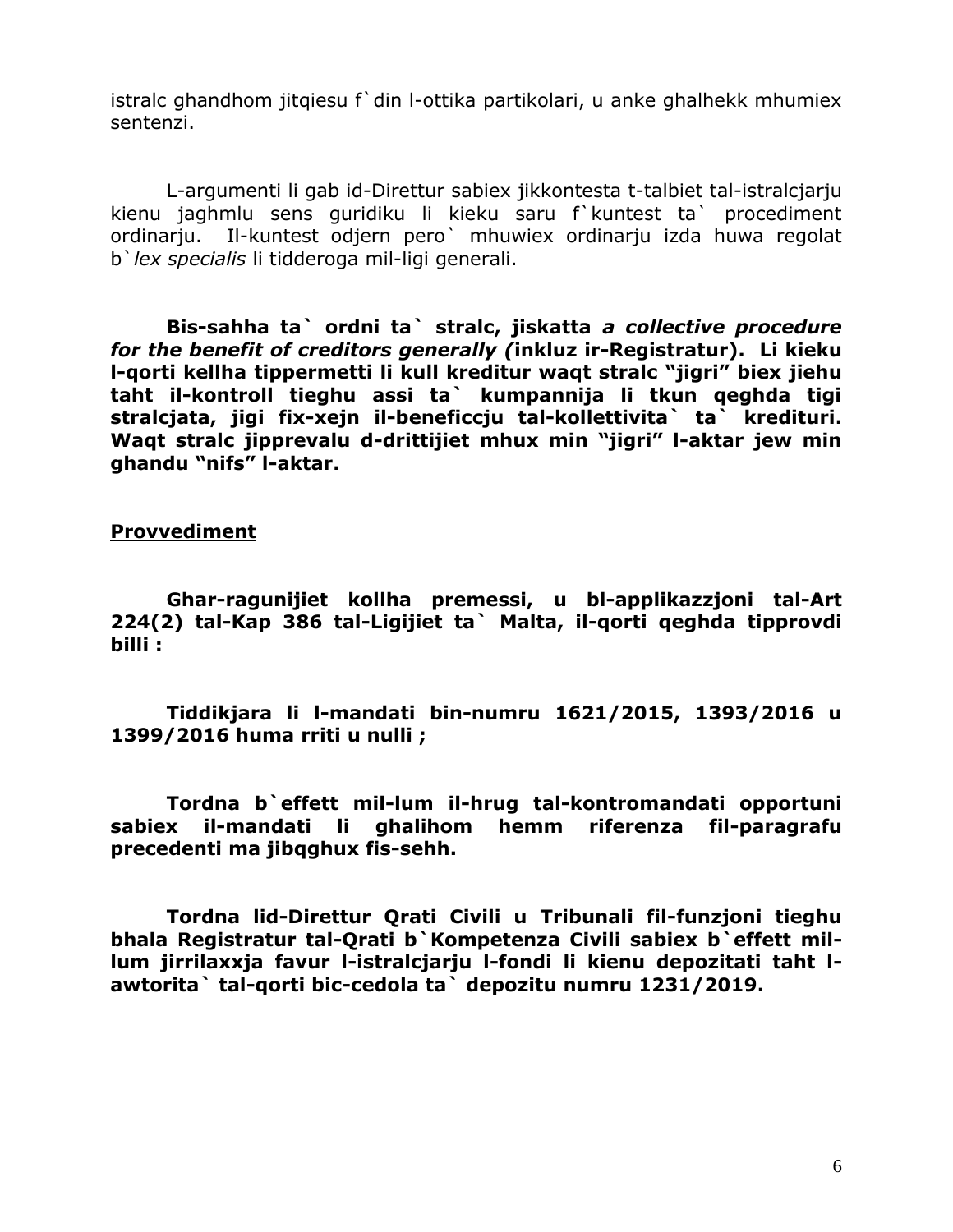istralc ghandhom jitqiesu f`din l-ottika partikolari, u anke ghalhekk mhumiex sentenzi.

L-argumenti li gab id-Direttur sabiex jikkontesta t-talbiet tal-istralcjarju kienu jaghmlu sens guridiku li kieku saru f`kuntest ta` procediment ordinarju. Il-kuntest odjern pero` mhuwiex ordinarju izda huwa regolat b`*lex specialis* li tidderoga mil-ligi generali.

**Bis-sahha ta` ordni ta` stralc, jiskatta *a collective procedure for the benefit of creditors generally (*inkluz ir-Registratur). Li kieku l-qorti kellha tippermetti li kull kreditur waqt stralc "jigri" biex jiehu taht il-kontroll tieghu assi ta` kumpannija li tkun qeghda tigi stralcjata, jigi fix-xejn il-beneficcju tal-kollettivita` ta` kredituri. Waqt stralc jipprevalu d-drittijiet mhux min "jigri" l-aktar jew min ghandu "nifs" l-aktar.**

**<u>Provvediment</u>**

**Ghar-ragunijiet kollha premessi, u bl-applikazzjoni tal-Art 224(2) tal-Kap 386 tal-Ligijiet ta` Malta, il-qorti qeghda tipprovdi billi :**

**Tiddikjara li l-mandati bin-numru 1621/2015, 1393/2016 u 1399/2016 huma rriti u nulli ;**

**Tordna b`effett mil-lum il-hrug tal-kontromandati opportuni sabiex il-mandati li ghalihom hemm riferenza fil-paragrafu precedenti ma jibqghux fis-sehh.**

**Tordna lid-Direttur Qrati Civili u Tribunali fil-funzjoni tieghu bhala Registratur tal-Qrati b`Kompetenza Civili sabiex b`effett mil-lum jirrilaxxja favur l-istralcjarju l-fondi li kienu depozitati taht l-awtorita` tal-qorti bic-cedola ta` depozitu numru 1231/2019.**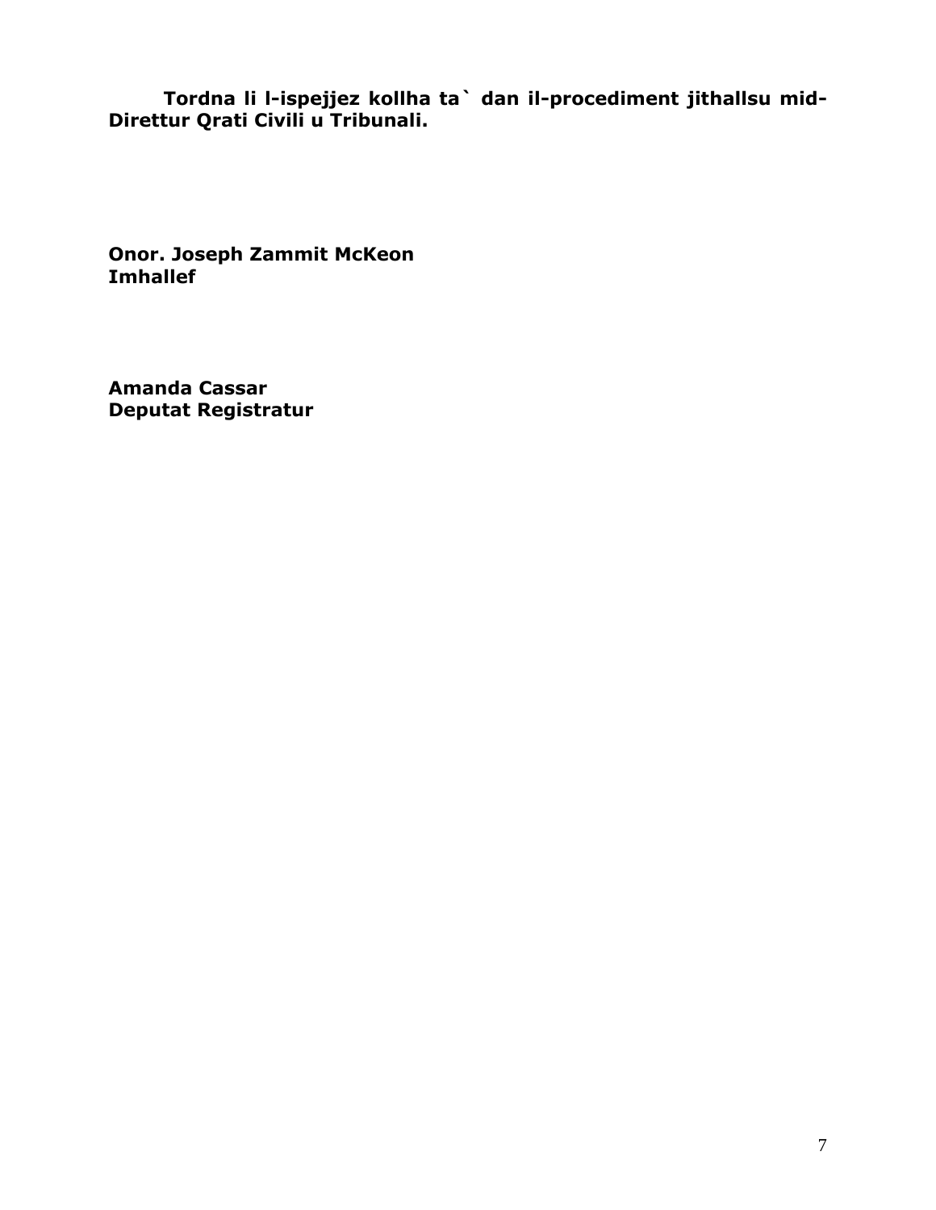**Tordna li l-ispejjez kollha ta` dan il-procediment jithallsu mid-Direttur Qrati Civili u Tribunali.**

**Onor. Joseph Zammit McKeon**
**Imhallef**

**Amanda Cassar**
**Deputat Registratur**